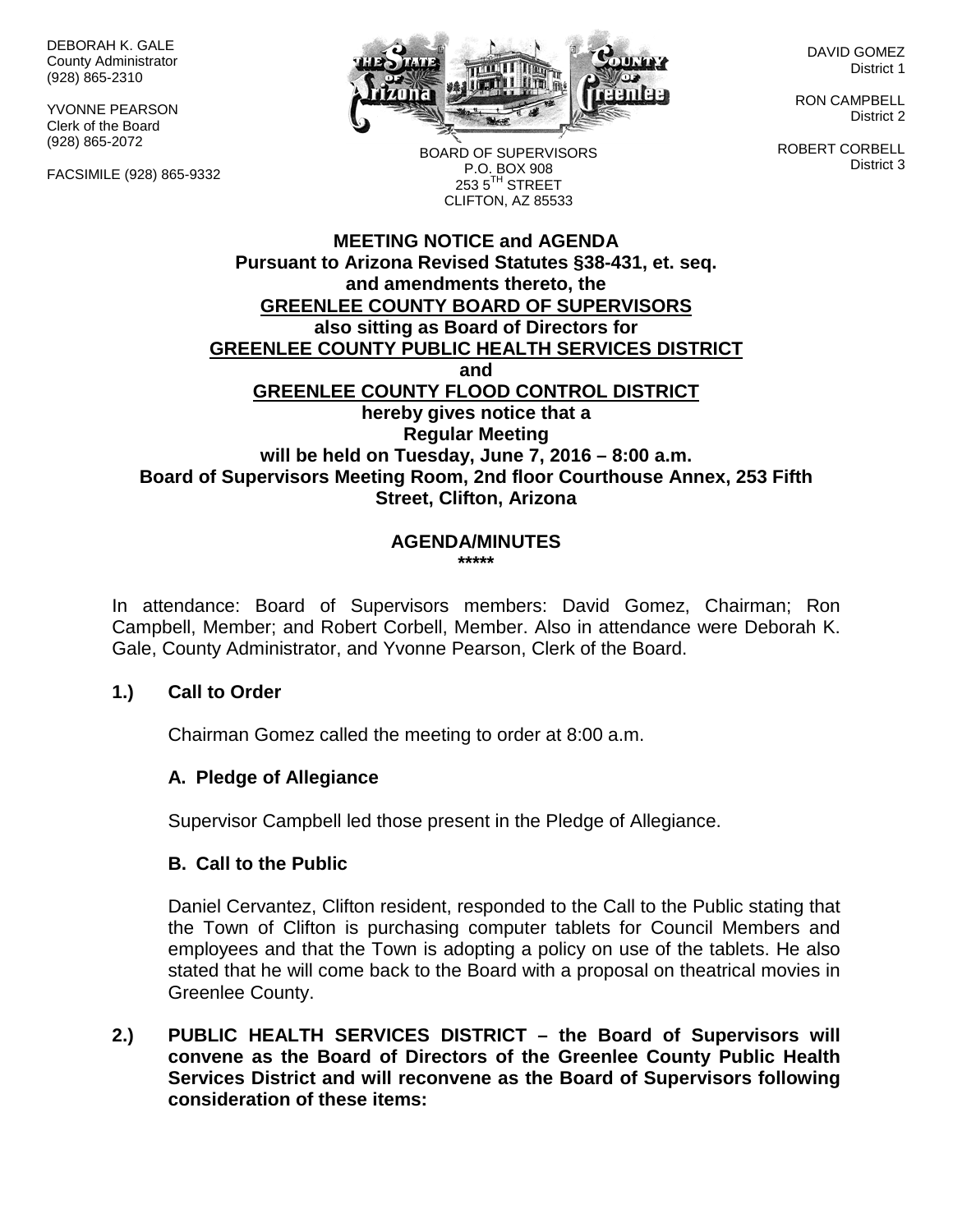DEBORAH K. GALE
County Administrator
(928) 865-2310

YVONNE PEARSON
Clerk of the Board
(928) 865-2072

FACSIMILE (928) 865-9332

BOARD OF SUPERVISORS
P.O. BOX 908
253 5TH STREET
CLIFTON, AZ 85533

DAVID GOMEZ
District 1

RON CAMPBELL
District 2

ROBERT CORBELL
District 3

**MEETING NOTICE and AGENDA**
**Pursuant to Arizona Revised Statutes §38-431, et. seq.**
**and amendments thereto, the**
**GREENLEE COUNTY BOARD OF SUPERVISORS**
**also sitting as Board of Directors for**
**GREENLEE COUNTY PUBLIC HEALTH SERVICES DISTRICT**
**and**
**GREENLEE COUNTY FLOOD CONTROL DISTRICT**
**hereby gives notice that a**
**Regular Meeting**
**will be held on Tuesday, June 7, 2016 – 8:00 a.m.**
**Board of Supervisors Meeting Room, 2nd floor Courthouse Annex, 253 Fifth Street, Clifton, Arizona**

**AGENDA/MINUTES**
**\*\*\*\*\***

In attendance: Board of Supervisors members: David Gomez, Chairman; Ron Campbell, Member; and Robert Corbell, Member. Also in attendance were Deborah K. Gale, County Administrator, and Yvonne Pearson, Clerk of the Board.

**1.) Call to Order**

Chairman Gomez called the meeting to order at 8:00 a.m.

**A. Pledge of Allegiance**

Supervisor Campbell led those present in the Pledge of Allegiance.

**B. Call to the Public**

Daniel Cervantez, Clifton resident, responded to the Call to the Public stating that the Town of Clifton is purchasing computer tablets for Council Members and employees and that the Town is adopting a policy on use of the tablets. He also stated that he will come back to the Board with a proposal on theatrical movies in Greenlee County.

**2.) PUBLIC HEALTH SERVICES DISTRICT – the Board of Supervisors will convene as the Board of Directors of the Greenlee County Public Health Services District and will reconvene as the Board of Supervisors following consideration of these items:**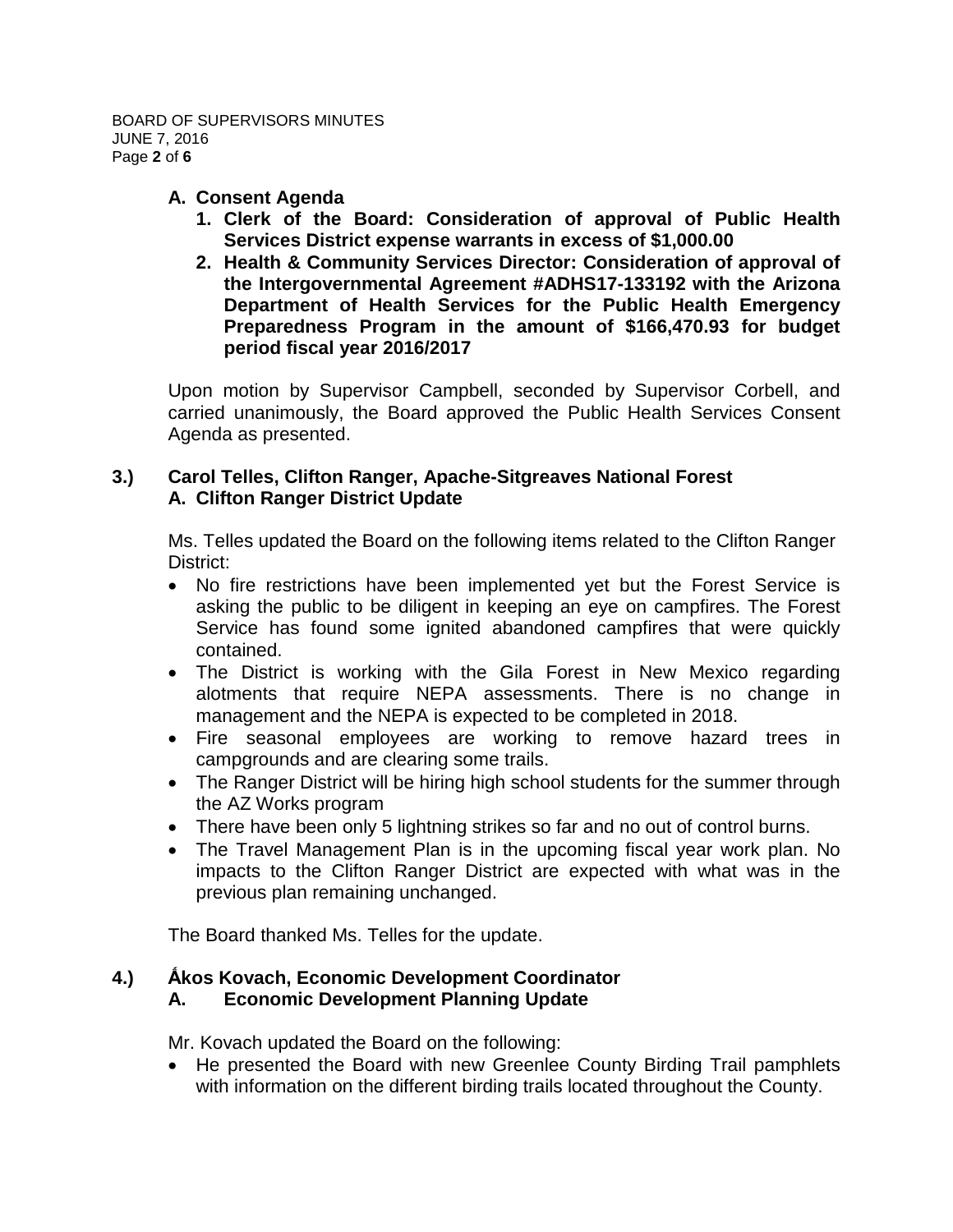**A. Consent Agenda**

1. **Clerk of the Board: Consideration of approval of Public Health Services District expense warrants in excess of $1,000.00**
2. **Health & Community Services Director: Consideration of approval of the Intergovernmental Agreement #ADHS17-133192 with the Arizona Department of Health Services for the Public Health Emergency Preparedness Program in the amount of $166,470.93 for budget period fiscal year 2016/2017**

Upon motion by Supervisor Campbell, seconded by Supervisor Corbell, and carried unanimously, the Board approved the Public Health Services Consent Agenda as presented.

**3.) Carol Telles, Clifton Ranger, Apache-Sitgreaves National Forest**
**A. Clifton Ranger District Update**

Ms. Telles updated the Board on the following items related to the Clifton Ranger District:

- No fire restrictions have been implemented yet but the Forest Service is asking the public to be diligent in keeping an eye on campfires. The Forest Service has found some ignited abandoned campfires that were quickly contained.
- The District is working with the Gila Forest in New Mexico regarding alotments that require NEPA assessments. There is no change in management and the NEPA is expected to be completed in 2018.
- Fire seasonal employees are working to remove hazard trees in campgrounds and are clearing some trails.
- The Ranger District will be hiring high school students for the summer through the AZ Works program
- There have been only 5 lightning strikes so far and no out of control burns.
- The Travel Management Plan is in the upcoming fiscal year work plan. No impacts to the Clifton Ranger District are expected with what was in the previous plan remaining unchanged.

The Board thanked Ms. Telles for the update.

**4.) Ákos Kovach, Economic Development Coordinator**
**A. Economic Development Planning Update**

Mr. Kovach updated the Board on the following:

- He presented the Board with new Greenlee County Birding Trail pamphlets with information on the different birding trails located throughout the County.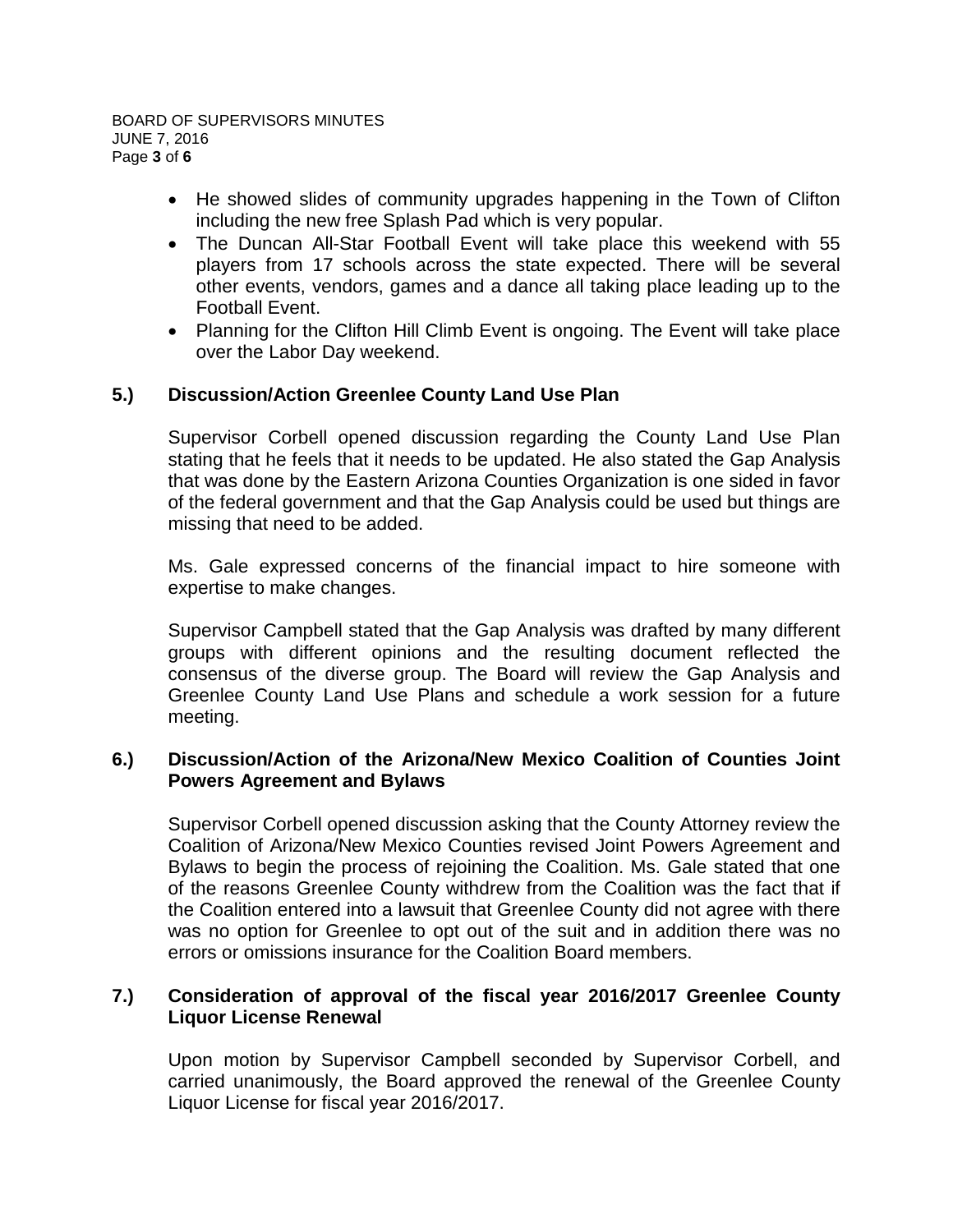- He showed slides of community upgrades happening in the Town of Clifton including the new free Splash Pad which is very popular.
- The Duncan All-Star Football Event will take place this weekend with 55 players from 17 schools across the state expected. There will be several other events, vendors, games and a dance all taking place leading up to the Football Event.
- Planning for the Clifton Hill Climb Event is ongoing. The Event will take place over the Labor Day weekend.

**5.) Discussion/Action Greenlee County Land Use Plan**

Supervisor Corbell opened discussion regarding the County Land Use Plan stating that he feels that it needs to be updated. He also stated the Gap Analysis that was done by the Eastern Arizona Counties Organization is one sided in favor of the federal government and that the Gap Analysis could be used but things are missing that need to be added.

Ms. Gale expressed concerns of the financial impact to hire someone with expertise to make changes.

Supervisor Campbell stated that the Gap Analysis was drafted by many different groups with different opinions and the resulting document reflected the consensus of the diverse group. The Board will review the Gap Analysis and Greenlee County Land Use Plans and schedule a work session for a future meeting.

**6.) Discussion/Action of the Arizona/New Mexico Coalition of Counties Joint Powers Agreement and Bylaws**

Supervisor Corbell opened discussion asking that the County Attorney review the Coalition of Arizona/New Mexico Counties revised Joint Powers Agreement and Bylaws to begin the process of rejoining the Coalition. Ms. Gale stated that one of the reasons Greenlee County withdrew from the Coalition was the fact that if the Coalition entered into a lawsuit that Greenlee County did not agree with there was no option for Greenlee to opt out of the suit and in addition there was no errors or omissions insurance for the Coalition Board members.

**7.) Consideration of approval of the fiscal year 2016/2017 Greenlee County Liquor License Renewal**

Upon motion by Supervisor Campbell seconded by Supervisor Corbell, and carried unanimously, the Board approved the renewal of the Greenlee County Liquor License for fiscal year 2016/2017.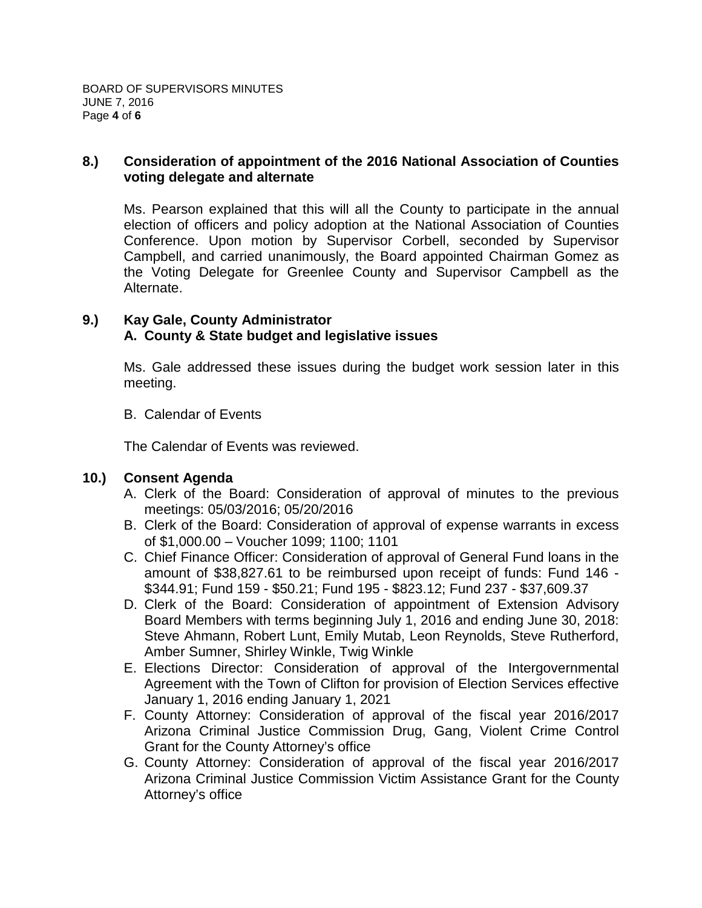**8.) Consideration of appointment of the 2016 National Association of Counties voting delegate and alternate**

Ms. Pearson explained that this will all the County to participate in the annual election of officers and policy adoption at the National Association of Counties Conference. Upon motion by Supervisor Corbell, seconded by Supervisor Campbell, and carried unanimously, the Board appointed Chairman Gomez as the Voting Delegate for Greenlee County and Supervisor Campbell as the Alternate.

**9.) Kay Gale, County Administrator**
**A. County & State budget and legislative issues**

Ms. Gale addressed these issues during the budget work session later in this meeting.

B. Calendar of Events

The Calendar of Events was reviewed.

**10.) Consent Agenda**

A. Clerk of the Board: Consideration of approval of minutes to the previous meetings: 05/03/2016; 05/20/2016
B. Clerk of the Board: Consideration of approval of expense warrants in excess of $1,000.00 – Voucher 1099; 1100; 1101
C. Chief Finance Officer: Consideration of approval of General Fund loans in the amount of $38,827.61 to be reimbursed upon receipt of funds: Fund 146 - $344.91; Fund 159 - $50.21; Fund 195 - $823.12; Fund 237 - $37,609.37
D. Clerk of the Board: Consideration of appointment of Extension Advisory Board Members with terms beginning July 1, 2016 and ending June 30, 2018: Steve Ahmann, Robert Lunt, Emily Mutab, Leon Reynolds, Steve Rutherford, Amber Sumner, Shirley Winkle, Twig Winkle
E. Elections Director: Consideration of approval of the Intergovernmental Agreement with the Town of Clifton for provision of Election Services effective January 1, 2016 ending January 1, 2021
F. County Attorney: Consideration of approval of the fiscal year 2016/2017 Arizona Criminal Justice Commission Drug, Gang, Violent Crime Control Grant for the County Attorney's office
G. County Attorney: Consideration of approval of the fiscal year 2016/2017 Arizona Criminal Justice Commission Victim Assistance Grant for the County Attorney's office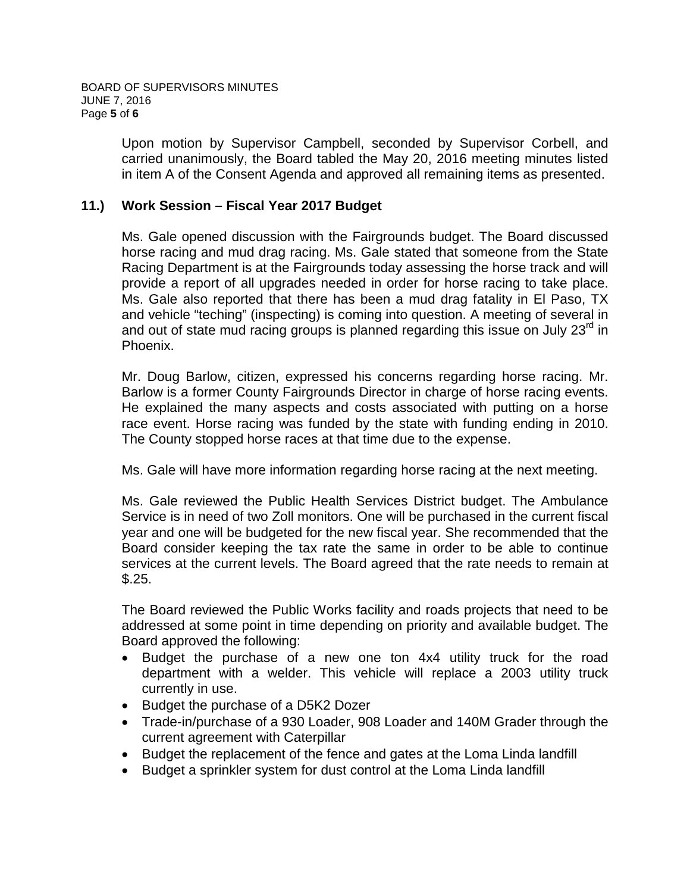Upon motion by Supervisor Campbell, seconded by Supervisor Corbell, and carried unanimously, the Board tabled the May 20, 2016 meeting minutes listed in item A of the Consent Agenda and approved all remaining items as presented.

## 11.) Work Session – Fiscal Year 2017 Budget

Ms. Gale opened discussion with the Fairgrounds budget. The Board discussed horse racing and mud drag racing. Ms. Gale stated that someone from the State Racing Department is at the Fairgrounds today assessing the horse track and will provide a report of all upgrades needed in order for horse racing to take place. Ms. Gale also reported that there has been a mud drag fatality in El Paso, TX and vehicle "teching" (inspecting) is coming into question. A meeting of several in and out of state mud racing groups is planned regarding this issue on July 23rd in Phoenix.

Mr. Doug Barlow, citizen, expressed his concerns regarding horse racing. Mr. Barlow is a former County Fairgrounds Director in charge of horse racing events. He explained the many aspects and costs associated with putting on a horse race event. Horse racing was funded by the state with funding ending in 2010. The County stopped horse races at that time due to the expense.

Ms. Gale will have more information regarding horse racing at the next meeting.

Ms. Gale reviewed the Public Health Services District budget. The Ambulance Service is in need of two Zoll monitors. One will be purchased in the current fiscal year and one will be budgeted for the new fiscal year. She recommended that the Board consider keeping the tax rate the same in order to be able to continue services at the current levels. The Board agreed that the rate needs to remain at $.25.

The Board reviewed the Public Works facility and roads projects that need to be addressed at some point in time depending on priority and available budget. The Board approved the following:

- Budget the purchase of a new one ton 4x4 utility truck for the road department with a welder. This vehicle will replace a 2003 utility truck currently in use.
- Budget the purchase of a D5K2 Dozer
- Trade-in/purchase of a 930 Loader, 908 Loader and 140M Grader through the current agreement with Caterpillar
- Budget the replacement of the fence and gates at the Loma Linda landfill
- Budget a sprinkler system for dust control at the Loma Linda landfill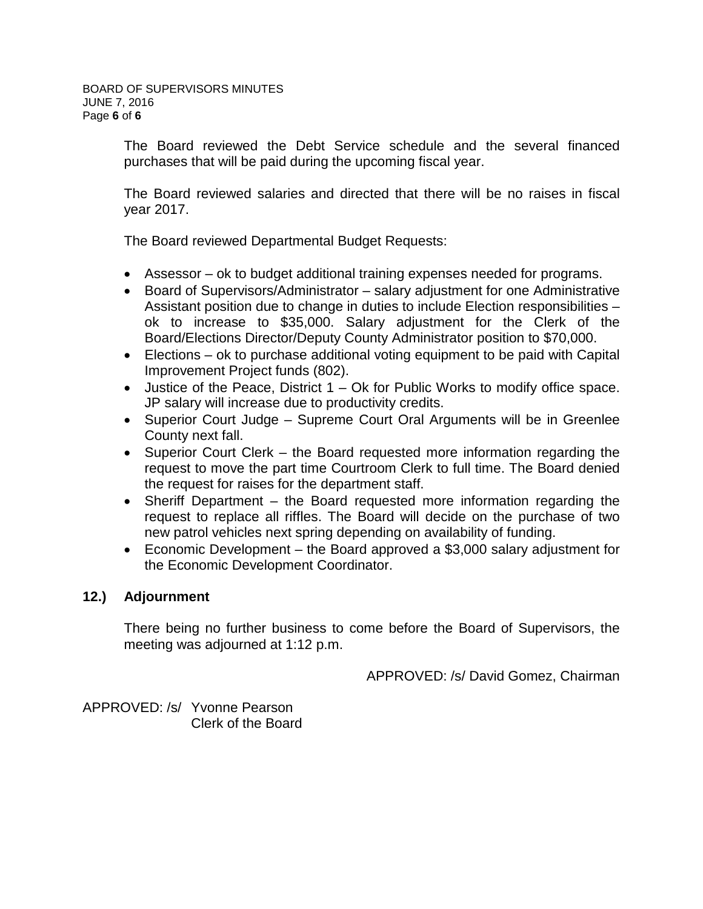The Board reviewed the Debt Service schedule and the several financed purchases that will be paid during the upcoming fiscal year.

The Board reviewed salaries and directed that there will be no raises in fiscal year 2017.

The Board reviewed Departmental Budget Requests:

- Assessor – ok to budget additional training expenses needed for programs.
- Board of Supervisors/Administrator – salary adjustment for one Administrative Assistant position due to change in duties to include Election responsibilities – ok to increase to $35,000. Salary adjustment for the Clerk of the Board/Elections Director/Deputy County Administrator position to $70,000.
- Elections – ok to purchase additional voting equipment to be paid with Capital Improvement Project funds (802).
- Justice of the Peace, District 1 – Ok for Public Works to modify office space. JP salary will increase due to productivity credits.
- Superior Court Judge – Supreme Court Oral Arguments will be in Greenlee County next fall.
- Superior Court Clerk – the Board requested more information regarding the request to move the part time Courtroom Clerk to full time. The Board denied the request for raises for the department staff.
- Sheriff Department – the Board requested more information regarding the request to replace all riffles. The Board will decide on the purchase of two new patrol vehicles next spring depending on availability of funding.
- Economic Development – the Board approved a $3,000 salary adjustment for the Economic Development Coordinator.

## 12.) Adjournment

There being no further business to come before the Board of Supervisors, the meeting was adjourned at 1:12 p.m.

APPROVED: /s/ David Gomez, Chairman

APPROVED: /s/ Yvonne Pearson
Clerk of the Board